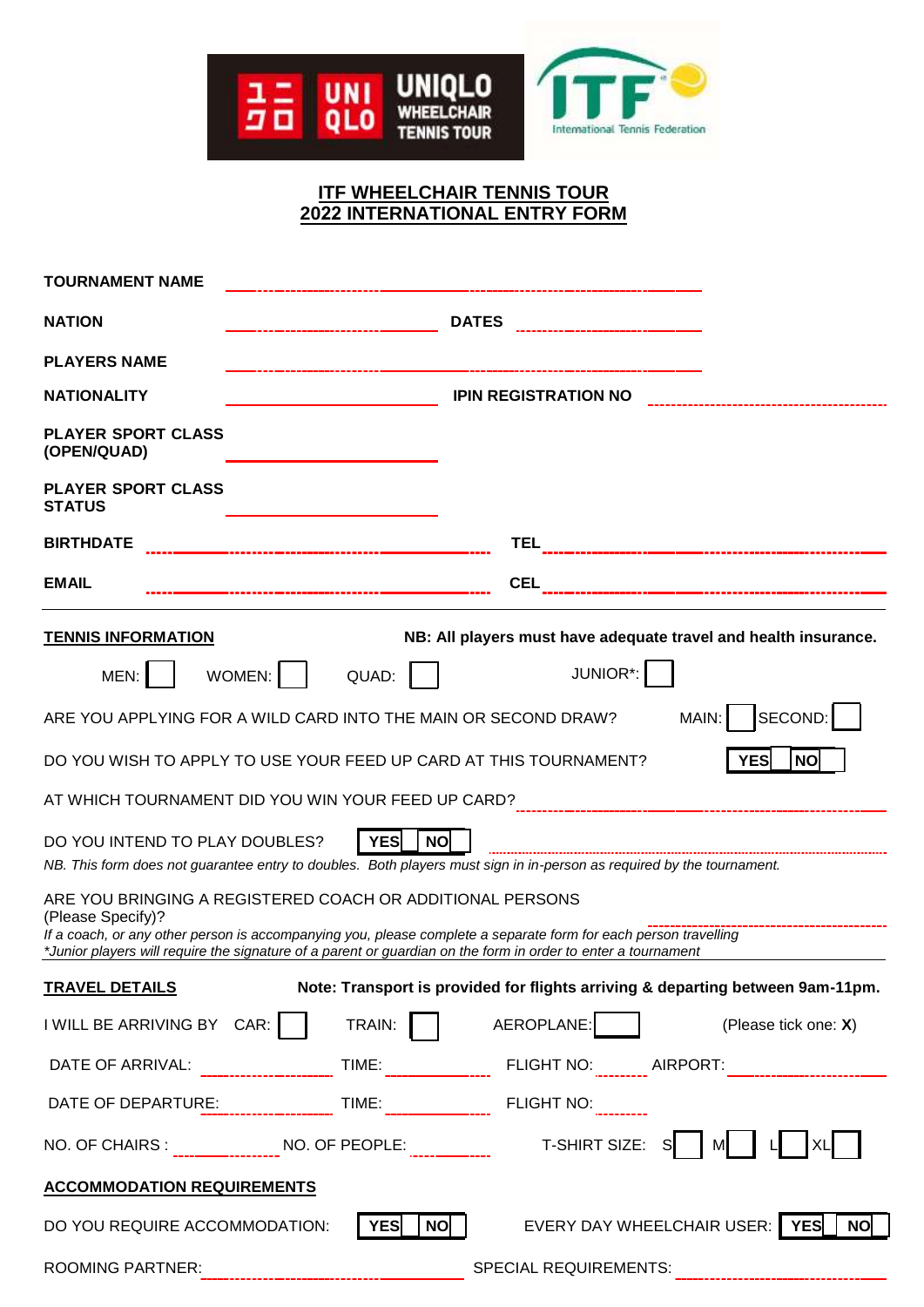UNIQLO WHEELCHAIR TENNIS TOUR

ITF International Tennis Federation

# ITF WHEELCHAIR TENNIS TOUR
# 2022 INTERNATIONAL ENTRY FORM

**TOURNAMENT NAME** ______________________________

**NATION** ______________ **DATES** ______________

**PLAYERS NAME** ______________________________

**NATIONALITY** ______________ **IPIN REGISTRATION NO** ______________

**PLAYER SPORT CLASS (OPEN/QUAD)** ______________

**PLAYER SPORT CLASS STATUS** ______________

**BIRTHDATE** ______________ **TEL** ______________

**EMAIL** ______________ **CEL** ______________

**TENNIS INFORMATION** **NB: All players must have adequate travel and health insurance.**

MEN: ☐ WOMEN: ☐ QUAD: ☐ JUNIOR*: ☐

ARE YOU APPLYING FOR A WILD CARD INTO THE MAIN OR SECOND DRAW? MAIN: ☐ SECOND: ☐

DO YOU WISH TO APPLY TO USE YOUR FEED UP CARD AT THIS TOURNAMENT? YES ☐ NO ☐

AT WHICH TOURNAMENT DID YOU WIN YOUR FEED UP CARD? ______________

DO YOU INTEND TO PLAY DOUBLES? YES ☐ NO ☐ ______________

*NB. This form does not guarantee entry to doubles. Both players must sign in in-person as required by the tournament.*

ARE YOU BRINGING A REGISTERED COACH OR ADDITIONAL PERSONS (Please Specify)? ______________

*If a coach, or any other person is accompanying you, please complete a separate form for each person travelling*

**Junior players will require the signature of a parent or guardian on the form in order to enter a tournament*

**TRAVEL DETAILS** **Note: Transport is provided for flights arriving & departing between 9am-11pm.**

I WILL BE ARRIVING BY CAR: ☐ TRAIN: ☐ AEROPLANE: ☐ (Please tick one: **X**)

DATE OF ARRIVAL: ______________ TIME: ______________ FLIGHT NO: ______________ AIRPORT: ______________

DATE OF DEPARTURE: ______________ TIME: ______________ FLIGHT NO: ______________

NO. OF CHAIRS : ______________ NO. OF PEOPLE: ______________ T-SHIRT SIZE: S ☐ M ☐ L ☐ XL ☐

**ACCOMMODATION REQUIREMENTS**

DO YOU REQUIRE ACCOMMODATION: YES ☐ NO ☐ EVERY DAY WHEELCHAIR USER: YES ☐ NO ☐

ROOMING PARTNER: ______________ SPECIAL REQUIREMENTS: ______________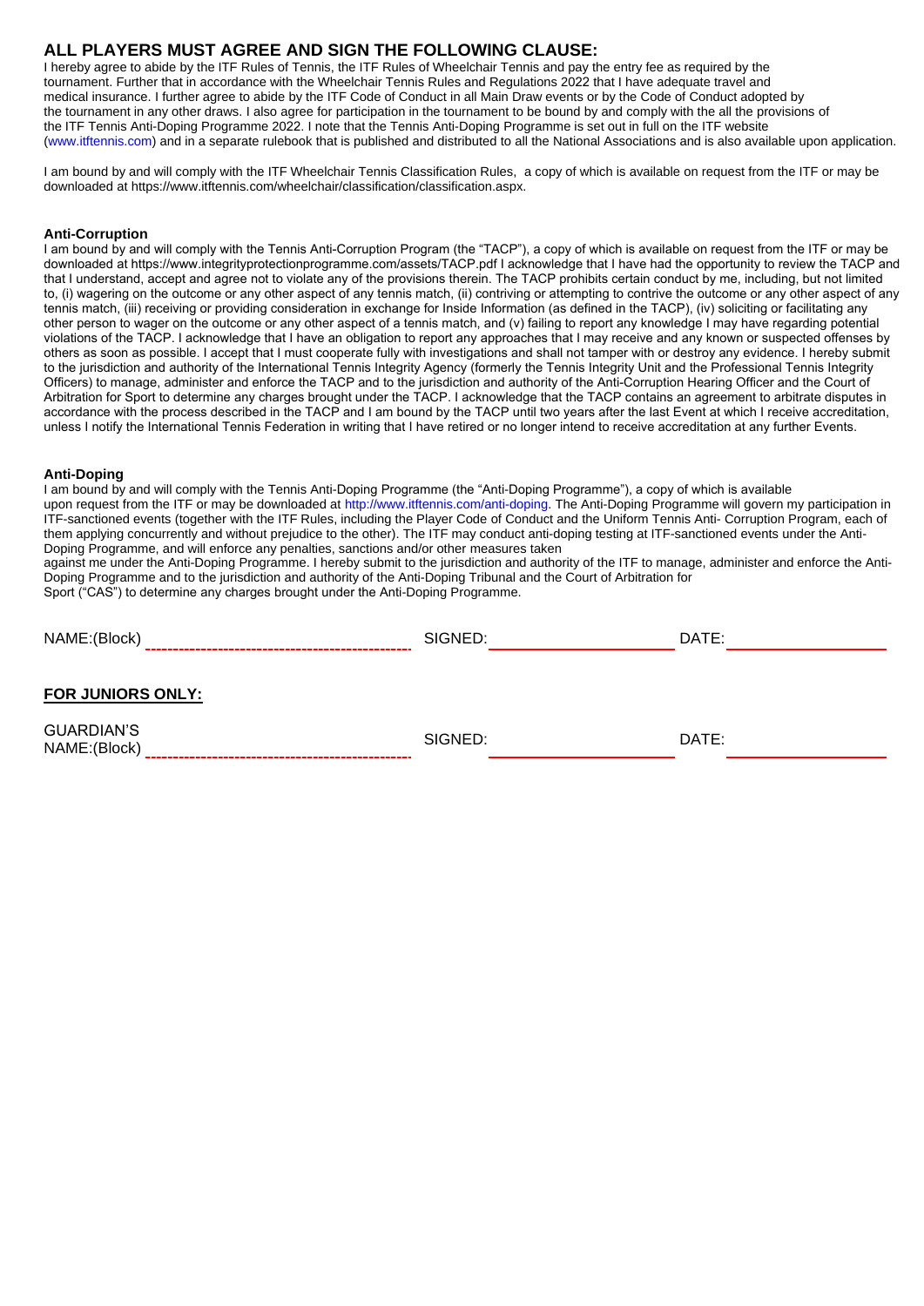## ALL PLAYERS MUST AGREE AND SIGN THE FOLLOWING CLAUSE:

I hereby agree to abide by the ITF Rules of Tennis, the ITF Rules of Wheelchair Tennis and pay the entry fee as required by the tournament. Further that in accordance with the Wheelchair Tennis Rules and Regulations 2022 that I have adequate travel and medical insurance. I further agree to abide by the ITF Code of Conduct in all Main Draw events or by the Code of Conduct adopted by the tournament in any other draws. I also agree for participation in the tournament to be bound by and comply with the all the provisions of the ITF Tennis Anti-Doping Programme 2022. I note that the Tennis Anti-Doping Programme is set out in full on the ITF website (www.itftennis.com) and in a separate rulebook that is published and distributed to all the National Associations and is also available upon application.

I am bound by and will comply with the ITF Wheelchair Tennis Classification Rules, a copy of which is available on request from the ITF or may be downloaded at https://www.itftennis.com/wheelchair/classification/classification.aspx.

**Anti-Corruption**

I am bound by and will comply with the Tennis Anti-Corruption Program (the "TACP"), a copy of which is available on request from the ITF or may be downloaded at https://www.integrityprotectionprogramme.com/assets/TACP.pdf I acknowledge that I have had the opportunity to review the TACP and that I understand, accept and agree not to violate any of the provisions therein. The TACP prohibits certain conduct by me, including, but not limited to, (i) wagering on the outcome or any other aspect of any tennis match, (ii) contriving or attempting to contrive the outcome or any other aspect of any tennis match, (iii) receiving or providing consideration in exchange for Inside Information (as defined in the TACP), (iv) soliciting or facilitating any other person to wager on the outcome or any other aspect of a tennis match, and (v) failing to report any knowledge I may have regarding potential violations of the TACP. I acknowledge that I have an obligation to report any approaches that I may receive and any known or suspected offenses by others as soon as possible. I accept that I must cooperate fully with investigations and shall not tamper with or destroy any evidence. I hereby submit to the jurisdiction and authority of the International Tennis Integrity Agency (formerly the Tennis Integrity Unit and the Professional Tennis Integrity Officers) to manage, administer and enforce the TACP and to the jurisdiction and authority of the Anti-Corruption Hearing Officer and the Court of Arbitration for Sport to determine any charges brought under the TACP. I acknowledge that the TACP contains an agreement to arbitrate disputes in accordance with the process described in the TACP and I am bound by the TACP until two years after the last Event at which I receive accreditation, unless I notify the International Tennis Federation in writing that I have retired or no longer intend to receive accreditation at any further Events.

**Anti-Doping**

I am bound by and will comply with the Tennis Anti-Doping Programme (the "Anti-Doping Programme"), a copy of which is available upon request from the ITF or may be downloaded at http://www.itftennis.com/anti-doping. The Anti-Doping Programme will govern my participation in ITF-sanctioned events (together with the ITF Rules, including the Player Code of Conduct and the Uniform Tennis Anti- Corruption Program, each of them applying concurrently and without prejudice to the other). The ITF may conduct anti-doping testing at ITF-sanctioned events under the Anti-Doping Programme, and will enforce any penalties, sanctions and/or other measures taken against me under the Anti-Doping Programme. I hereby submit to the jurisdiction and authority of the ITF to manage, administer and enforce the Anti-Doping Programme and to the jurisdiction and authority of the Anti-Doping Tribunal and the Court of Arbitration for Sport ("CAS") to determine any charges brought under the Anti-Doping Programme.

NAME:(Block) ______________________ SIGNED: ______________________ DATE: ______________________

**FOR JUNIORS ONLY:**

GUARDIAN'S NAME:(Block) ______________________ SIGNED: ______________________ DATE: ______________________